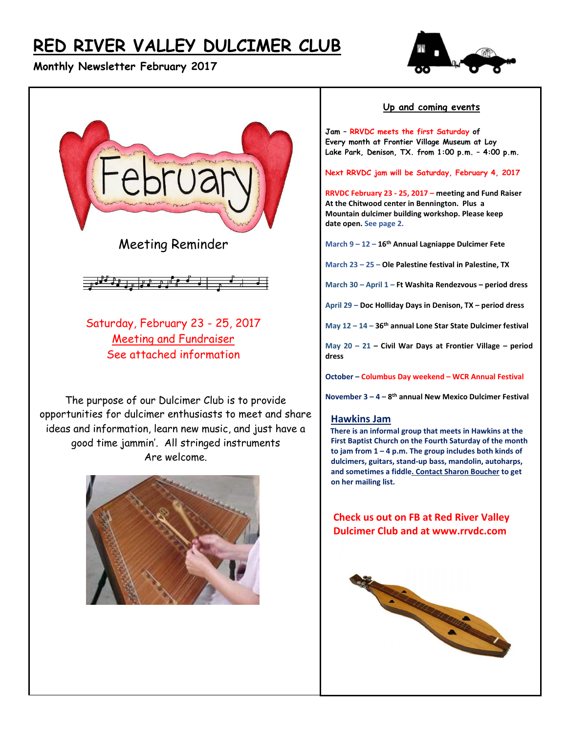# RED RIVER VALLEY DULCIMER CLUB

**Monthly Newsletter February 2017**

February

Meeting Reminder

Saturday, February 23 - 25, 2017

Meeting and Fundraiser

See attached information

The purpose of our Dulcimer Club is to provide opportunities for dulcimer enthusiasts to meet and share ideas and information, learn new music, and just have a good time jammin'. All stringed instruments Are welcome.

## Up and coming events

**Jam – RRVDC meets the first Saturday of Every month at Frontier Village Museum at Loy Lake Park, Denison, TX. from 1:00 p.m. – 4:00 p.m.**

**Next RRVDC jam will be Saturday, February 4, 2017**

**RRVDC February 23 - 25, 2017 – meeting and Fund Raiser At the Chitwood center in Bennington. Plus a Mountain dulcimer building workshop. Please keep date open. See page 2.**

**March 9 – 12 – 16th Annual Lagniappe Dulcimer Fete**

**March 23 – 25 – Ole Palestine festival in Palestine, TX**

**March 30 – April 1 – Ft Washita Rendezvous – period dress**

**April 29 – Doc Holliday Days in Denison, TX – period dress**

**May 12 – 14 – 36th annual Lone Star State Dulcimer festival**

**May 20 – 21 – Civil War Days at Frontier Village – period dress**

**October – Columbus Day weekend – WCR Annual Festival**

**November 3 – 4 – 8th annual New Mexico Dulcimer Festival**

## Hawkins Jam

**There is an informal group that meets in Hawkins at the First Baptist Church on the Fourth Saturday of the month to jam from 1 – 4 p.m. The group includes both kinds of dulcimers, guitars, stand-up bass, mandolin, autoharps, and sometimes a fiddle. Contact Sharon Boucher to get on her mailing list.**

**Check us out on FB at Red River Valley Dulcimer Club and at www.rrvdc.com**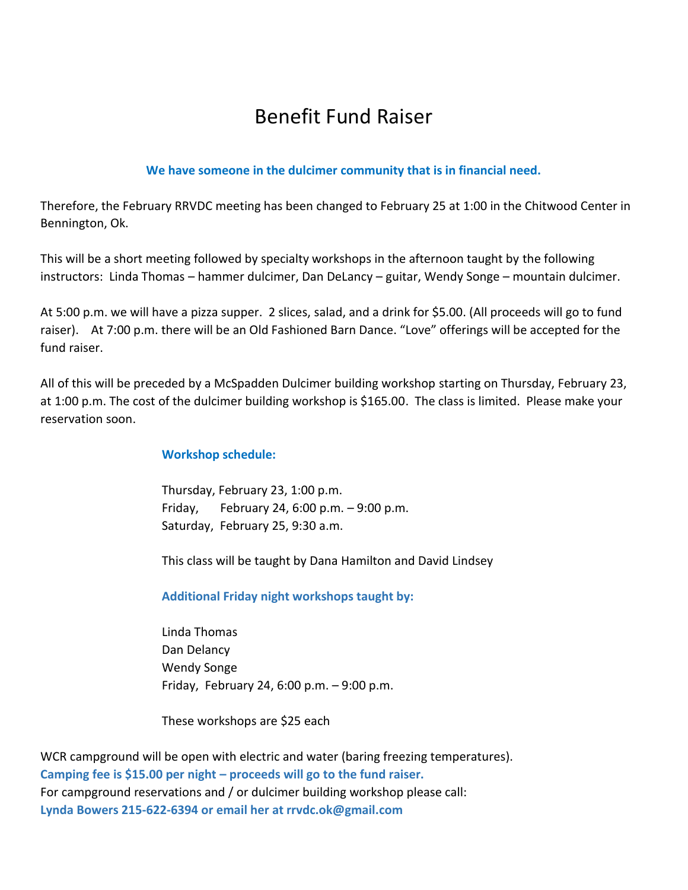# Benefit Fund Raiser

**We have someone in the dulcimer community that is in financial need.**

Therefore, the February RRVDC meeting has been changed to February 25 at 1:00 in the Chitwood Center in Bennington, Ok.

This will be a short meeting followed by specialty workshops in the afternoon taught by the following instructors: Linda Thomas – hammer dulcimer, Dan DeLancy – guitar, Wendy Songe – mountain dulcimer.

At 5:00 p.m. we will have a pizza supper. 2 slices, salad, and a drink for $5.00. (All proceeds will go to fund raiser). At 7:00 p.m. there will be an Old Fashioned Barn Dance. "Love" offerings will be accepted for the fund raiser.

All of this will be preceded by a McSpadden Dulcimer building workshop starting on Thursday, February 23, at 1:00 p.m. The cost of the dulcimer building workshop is $165.00. The class is limited. Please make your reservation soon.

**Workshop schedule:**

Thursday, February 23, 1:00 p.m.
Friday, February 24, 6:00 p.m. – 9:00 p.m.
Saturday, February 25, 9:30 a.m.

This class will be taught by Dana Hamilton and David Lindsey

**Additional Friday night workshops taught by:**

Linda Thomas
Dan Delancy
Wendy Songe
Friday, February 24, 6:00 p.m. – 9:00 p.m.

These workshops are $25 each

WCR campground will be open with electric and water (baring freezing temperatures).
**Camping fee is $15.00 per night – proceeds will go to the fund raiser.**
For campground reservations and / or dulcimer building workshop please call:
**Lynda Bowers 215-622-6394 or email her at rrvdc.ok@gmail.com**